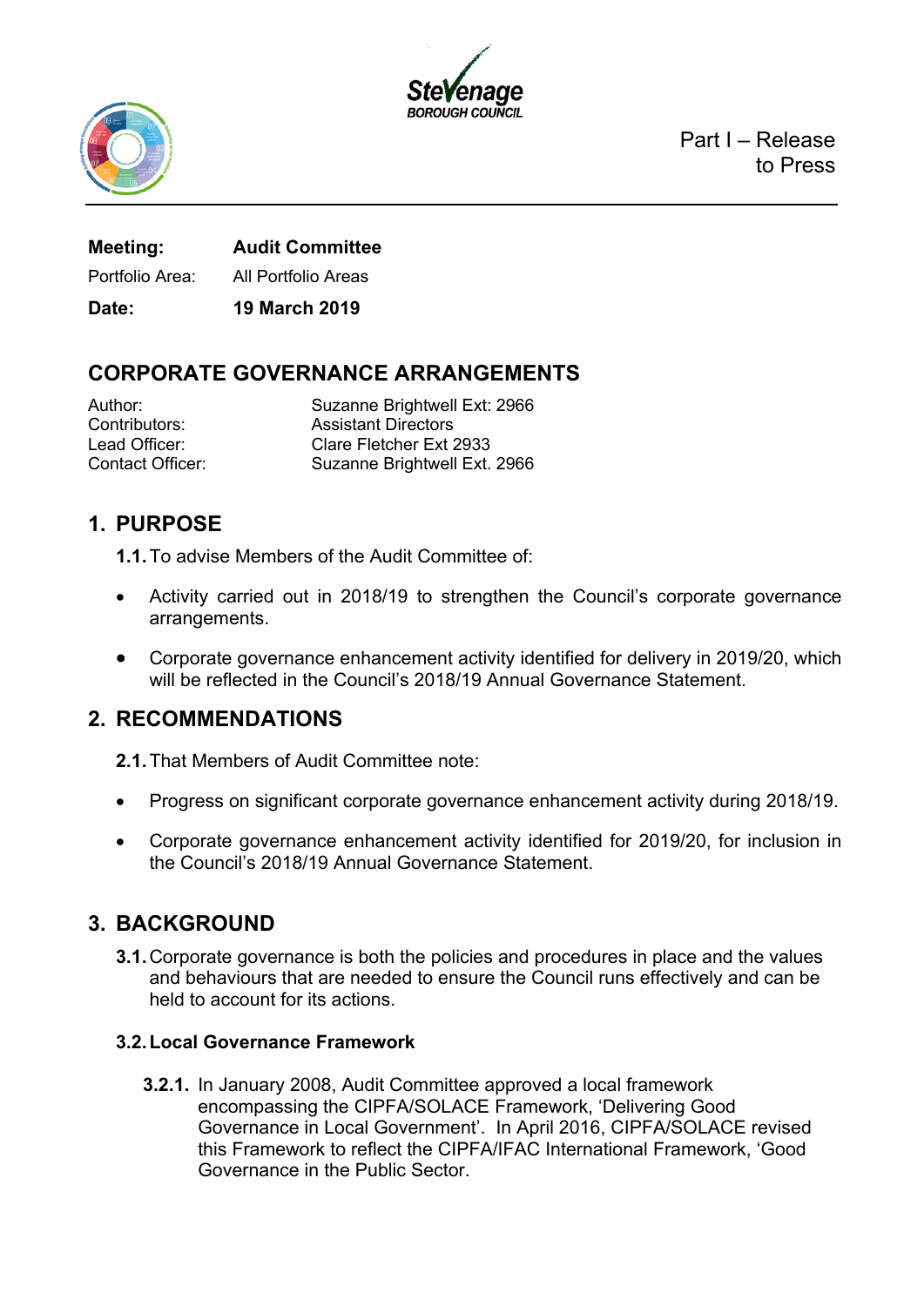Part I – Release to Press

| | |
|---|---|
| **Meeting:** | **Audit Committee** |
| Portfolio Area: | All Portfolio Areas |
| **Date:** | **19 March 2019** |

# CORPORATE GOVERNANCE ARRANGEMENTS

| | |
|---|---|
| Author: | Suzanne Brightwell Ext: 2966 |
| Contributors: | Assistant Directors |
| Lead Officer: | Clare Fletcher Ext 2933 |
| Contact Officer: | Suzanne Brightwell Ext. 2966 |

## 1. PURPOSE

**1.1.** To advise Members of the Audit Committee of:

- Activity carried out in 2018/19 to strengthen the Council's corporate governance arrangements.
- Corporate governance enhancement activity identified for delivery in 2019/20, which will be reflected in the Council's 2018/19 Annual Governance Statement.

## 2. RECOMMENDATIONS

**2.1.** That Members of Audit Committee note:

- Progress on significant corporate governance enhancement activity during 2018/19.
- Corporate governance enhancement activity identified for 2019/20, for inclusion in the Council's 2018/19 Annual Governance Statement.

## 3. BACKGROUND

**3.1.** Corporate governance is both the policies and procedures in place and the values and behaviours that are needed to ensure the Council runs effectively and can be held to account for its actions.

### 3.2. Local Governance Framework

**3.2.1.** In January 2008, Audit Committee approved a local framework encompassing the CIPFA/SOLACE Framework, 'Delivering Good Governance in Local Government'. In April 2016, CIPFA/SOLACE revised this Framework to reflect the CIPFA/IFAC International Framework, 'Good Governance in the Public Sector.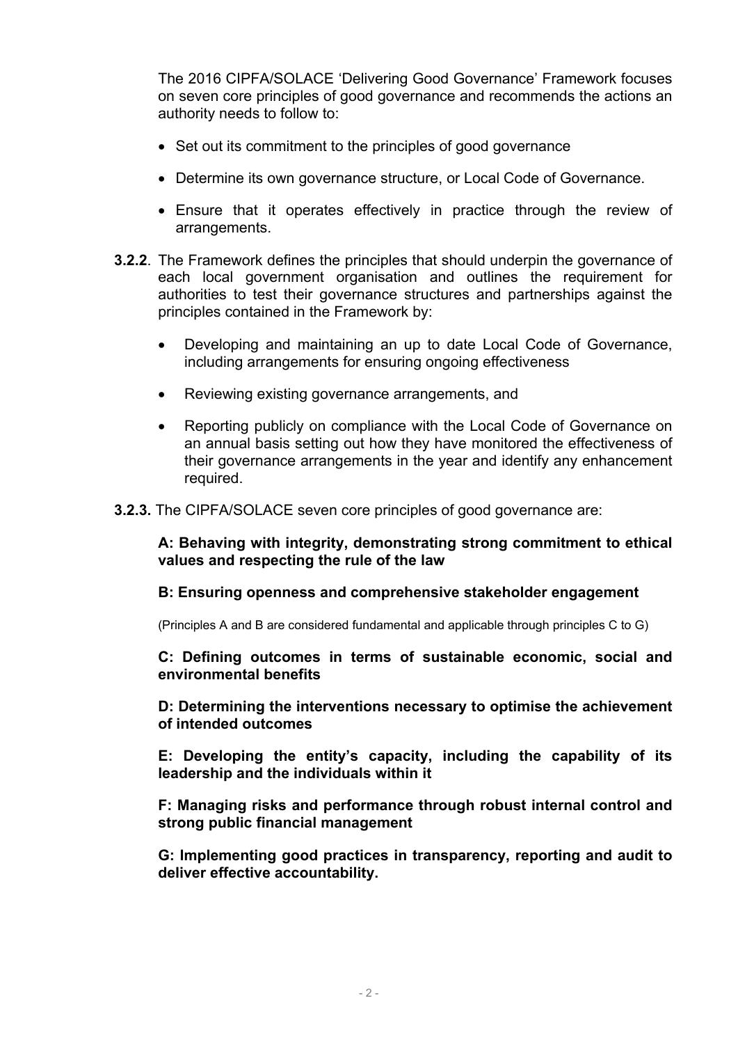The 2016 CIPFA/SOLACE 'Delivering Good Governance' Framework focuses on seven core principles of good governance and recommends the actions an authority needs to follow to:

- Set out its commitment to the principles of good governance
- Determine its own governance structure, or Local Code of Governance.
- Ensure that it operates effectively in practice through the review of arrangements.

**3.2.2**. The Framework defines the principles that should underpin the governance of each local government organisation and outlines the requirement for authorities to test their governance structures and partnerships against the principles contained in the Framework by:

- Developing and maintaining an up to date Local Code of Governance, including arrangements for ensuring ongoing effectiveness
- Reviewing existing governance arrangements, and
- Reporting publicly on compliance with the Local Code of Governance on an annual basis setting out how they have monitored the effectiveness of their governance arrangements in the year and identify any enhancement required.

**3.2.3.** The CIPFA/SOLACE seven core principles of good governance are:

**A: Behaving with integrity, demonstrating strong commitment to ethical values and respecting the rule of the law**

**B: Ensuring openness and comprehensive stakeholder engagement**

(Principles A and B are considered fundamental and applicable through principles C to G)

**C: Defining outcomes in terms of sustainable economic, social and environmental benefits**

**D: Determining the interventions necessary to optimise the achievement of intended outcomes**

**E: Developing the entity's capacity, including the capability of its leadership and the individuals within it**

**F: Managing risks and performance through robust internal control and strong public financial management**

**G: Implementing good practices in transparency, reporting and audit to deliver effective accountability.**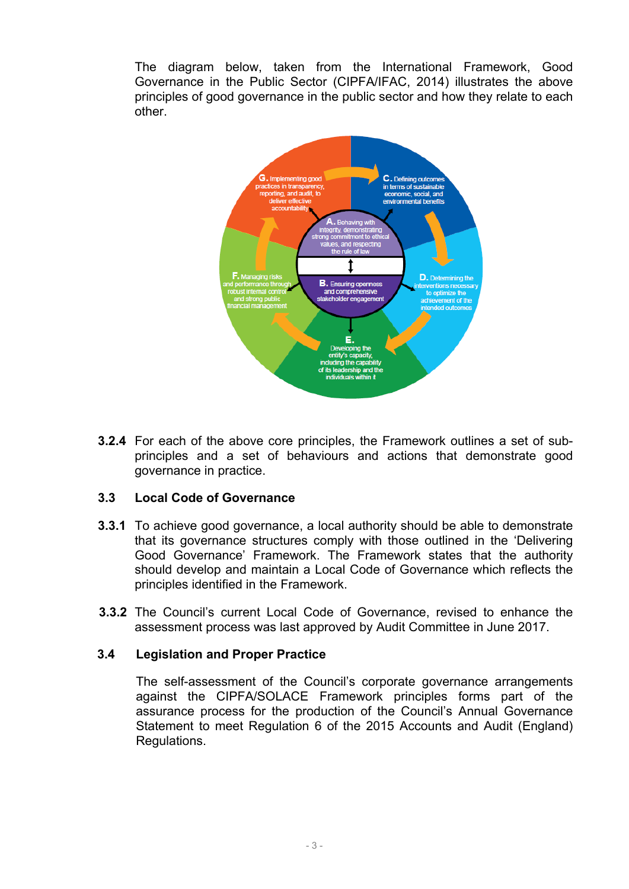The diagram below, taken from the International Framework, Good Governance in the Public Sector (CIPFA/IFAC, 2014) illustrates the above principles of good governance in the public sector and how they relate to each other.

**A.** Behaving with integrity, demonstrating strong commitment to ethical values, and respecting the rule of law

**B.** Ensuring openness and comprehensive stakeholder engagement

**C.** Defining outcomes in terms of sustainable economic, social, and environmental benefits

**D.** Determining the interventions necessary to optimize the achievement of the intended outcomes

**E.** Developing the entity's capacity, including the capability of its leadership and the individuals within it

**F.** Managing risks and performance through robust internal control and strong public financial management

**G.** Implementing good practices in transparency, reporting, and audit, to deliver effective accountability

**3.2.4** For each of the above core principles, the Framework outlines a set of sub-principles and a set of behaviours and actions that demonstrate good governance in practice.

### 3.3 Local Code of Governance

**3.3.1** To achieve good governance, a local authority should be able to demonstrate that its governance structures comply with those outlined in the 'Delivering Good Governance' Framework. The Framework states that the authority should develop and maintain a Local Code of Governance which reflects the principles identified in the Framework.

**3.3.2** The Council's current Local Code of Governance, revised to enhance the assessment process was last approved by Audit Committee in June 2017.

### 3.4 Legislation and Proper Practice

The self-assessment of the Council's corporate governance arrangements against the CIPFA/SOLACE Framework principles forms part of the assurance process for the production of the Council's Annual Governance Statement to meet Regulation 6 of the 2015 Accounts and Audit (England) Regulations.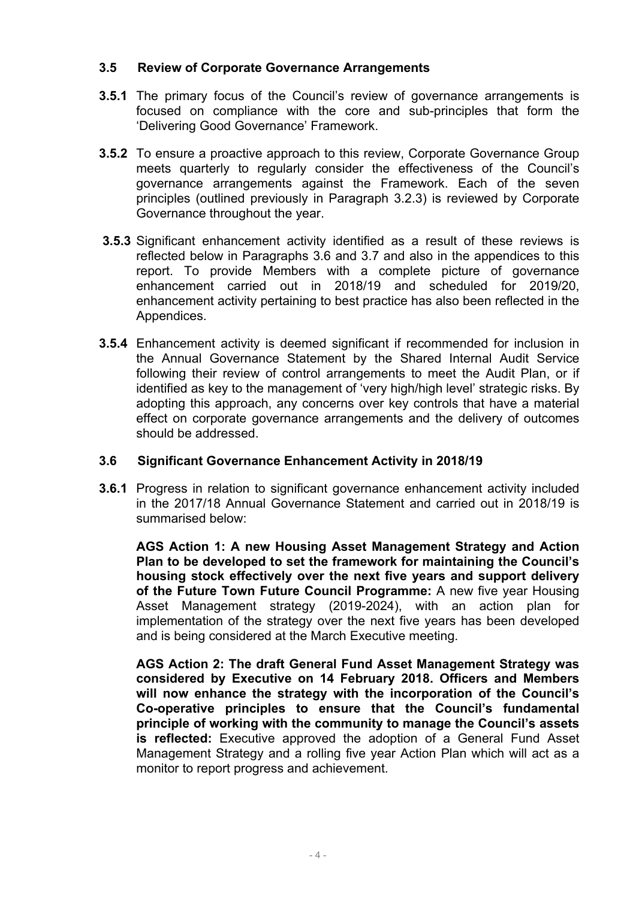### 3.5 Review of Corporate Governance Arrangements

**3.5.1** The primary focus of the Council's review of governance arrangements is focused on compliance with the core and sub-principles that form the 'Delivering Good Governance' Framework.

**3.5.2** To ensure a proactive approach to this review, Corporate Governance Group meets quarterly to regularly consider the effectiveness of the Council's governance arrangements against the Framework. Each of the seven principles (outlined previously in Paragraph 3.2.3) is reviewed by Corporate Governance throughout the year.

**3.5.3** Significant enhancement activity identified as a result of these reviews is reflected below in Paragraphs 3.6 and 3.7 and also in the appendices to this report. To provide Members with a complete picture of governance enhancement carried out in 2018/19 and scheduled for 2019/20, enhancement activity pertaining to best practice has also been reflected in the Appendices.

**3.5.4** Enhancement activity is deemed significant if recommended for inclusion in the Annual Governance Statement by the Shared Internal Audit Service following their review of control arrangements to meet the Audit Plan, or if identified as key to the management of 'very high/high level' strategic risks. By adopting this approach, any concerns over key controls that have a material effect on corporate governance arrangements and the delivery of outcomes should be addressed.

### 3.6 Significant Governance Enhancement Activity in 2018/19

**3.6.1** Progress in relation to significant governance enhancement activity included in the 2017/18 Annual Governance Statement and carried out in 2018/19 is summarised below:

**AGS Action 1: A new Housing Asset Management Strategy and Action Plan to be developed to set the framework for maintaining the Council's housing stock effectively over the next five years and support delivery of the Future Town Future Council Programme:** A new five year Housing Asset Management strategy (2019-2024), with an action plan for implementation of the strategy over the next five years has been developed and is being considered at the March Executive meeting.

**AGS Action 2: The draft General Fund Asset Management Strategy was considered by Executive on 14 February 2018. Officers and Members will now enhance the strategy with the incorporation of the Council's Co-operative principles to ensure that the Council's fundamental principle of working with the community to manage the Council's assets is reflected:** Executive approved the adoption of a General Fund Asset Management Strategy and a rolling five year Action Plan which will act as a monitor to report progress and achievement.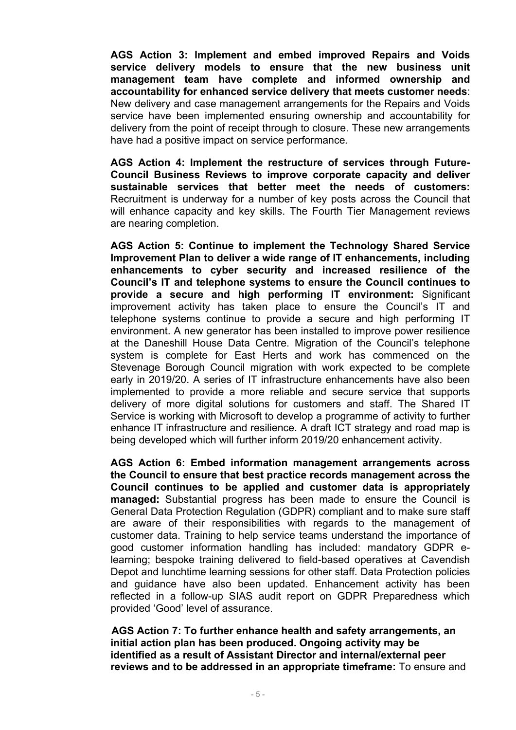**AGS Action 3: Implement and embed improved Repairs and Voids service delivery models to ensure that the new business unit management team have complete and informed ownership and accountability for enhanced service delivery that meets customer needs**: New delivery and case management arrangements for the Repairs and Voids service have been implemented ensuring ownership and accountability for delivery from the point of receipt through to closure. These new arrangements have had a positive impact on service performance.

**AGS Action 4: Implement the restructure of services through Future-Council Business Reviews to improve corporate capacity and deliver sustainable services that better meet the needs of customers:** Recruitment is underway for a number of key posts across the Council that will enhance capacity and key skills. The Fourth Tier Management reviews are nearing completion.

**AGS Action 5: Continue to implement the Technology Shared Service Improvement Plan to deliver a wide range of IT enhancements, including enhancements to cyber security and increased resilience of the Council's IT and telephone systems to ensure the Council continues to provide a secure and high performing IT environment:** Significant improvement activity has taken place to ensure the Council's IT and telephone systems continue to provide a secure and high performing IT environment. A new generator has been installed to improve power resilience at the Daneshill House Data Centre. Migration of the Council's telephone system is complete for East Herts and work has commenced on the Stevenage Borough Council migration with work expected to be complete early in 2019/20. A series of IT infrastructure enhancements have also been implemented to provide a more reliable and secure service that supports delivery of more digital solutions for customers and staff. The Shared IT Service is working with Microsoft to develop a programme of activity to further enhance IT infrastructure and resilience. A draft ICT strategy and road map is being developed which will further inform 2019/20 enhancement activity.

**AGS Action 6: Embed information management arrangements across the Council to ensure that best practice records management across the Council continues to be applied and customer data is appropriately managed:** Substantial progress has been made to ensure the Council is General Data Protection Regulation (GDPR) compliant and to make sure staff are aware of their responsibilities with regards to the management of customer data. Training to help service teams understand the importance of good customer information handling has included: mandatory GDPR e-learning; bespoke training delivered to field-based operatives at Cavendish Depot and lunchtime learning sessions for other staff. Data Protection policies and guidance have also been updated. Enhancement activity has been reflected in a follow-up SIAS audit report on GDPR Preparedness which provided 'Good' level of assurance.

**AGS Action 7: To further enhance health and safety arrangements, an initial action plan has been produced. Ongoing activity may be identified as a result of Assistant Director and internal/external peer reviews and to be addressed in an appropriate timeframe:** To ensure and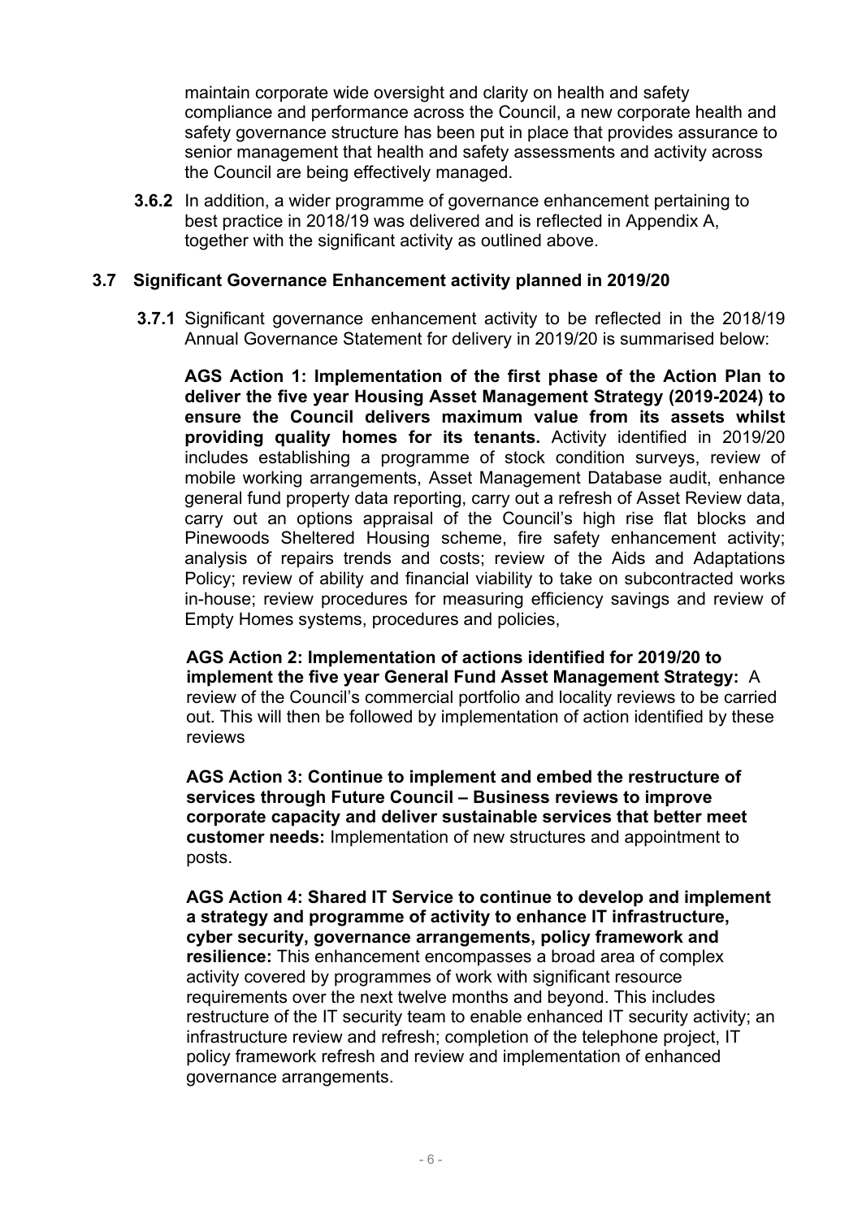maintain corporate wide oversight and clarity on health and safety compliance and performance across the Council, a new corporate health and safety governance structure has been put in place that provides assurance to senior management that health and safety assessments and activity across the Council are being effectively managed.

**3.6.2** In addition, a wider programme of governance enhancement pertaining to best practice in 2018/19 was delivered and is reflected in Appendix A, together with the significant activity as outlined above.

### 3.7 Significant Governance Enhancement activity planned in 2019/20

**3.7.1** Significant governance enhancement activity to be reflected in the 2018/19 Annual Governance Statement for delivery in 2019/20 is summarised below:

**AGS Action 1: Implementation of the first phase of the Action Plan to deliver the five year Housing Asset Management Strategy (2019-2024) to ensure the Council delivers maximum value from its assets whilst providing quality homes for its tenants.** Activity identified in 2019/20 includes establishing a programme of stock condition surveys, review of mobile working arrangements, Asset Management Database audit, enhance general fund property data reporting, carry out a refresh of Asset Review data, carry out an options appraisal of the Council's high rise flat blocks and Pinewoods Sheltered Housing scheme, fire safety enhancement activity; analysis of repairs trends and costs; review of the Aids and Adaptations Policy; review of ability and financial viability to take on subcontracted works in-house; review procedures for measuring efficiency savings and review of Empty Homes systems, procedures and policies,

**AGS Action 2: Implementation of actions identified for 2019/20 to implement the five year General Fund Asset Management Strategy:** A review of the Council's commercial portfolio and locality reviews to be carried out. This will then be followed by implementation of action identified by these reviews

**AGS Action 3: Continue to implement and embed the restructure of services through Future Council – Business reviews to improve corporate capacity and deliver sustainable services that better meet customer needs:** Implementation of new structures and appointment to posts.

**AGS Action 4: Shared IT Service to continue to develop and implement a strategy and programme of activity to enhance IT infrastructure, cyber security, governance arrangements, policy framework and resilience:** This enhancement encompasses a broad area of complex activity covered by programmes of work with significant resource requirements over the next twelve months and beyond. This includes restructure of the IT security team to enable enhanced IT security activity; an infrastructure review and refresh; completion of the telephone project, IT policy framework refresh and review and implementation of enhanced governance arrangements.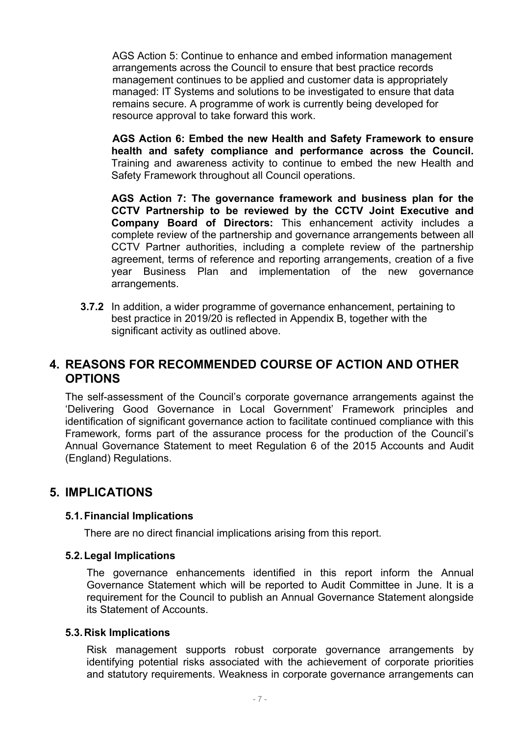AGS Action 5: Continue to enhance and embed information management arrangements across the Council to ensure that best practice records management continues to be applied and customer data is appropriately managed: IT Systems and solutions to be investigated to ensure that data remains secure. A programme of work is currently being developed for resource approval to take forward this work.

**AGS Action 6: Embed the new Health and Safety Framework to ensure health and safety compliance and performance across the Council.** Training and awareness activity to continue to embed the new Health and Safety Framework throughout all Council operations.

**AGS Action 7: The governance framework and business plan for the CCTV Partnership to be reviewed by the CCTV Joint Executive and Company Board of Directors:** This enhancement activity includes a complete review of the partnership and governance arrangements between all CCTV Partner authorities, including a complete review of the partnership agreement, terms of reference and reporting arrangements, creation of a five year Business Plan and implementation of the new governance arrangements.

**3.7.2** In addition, a wider programme of governance enhancement, pertaining to best practice in 2019/20 is reflected in Appendix B, together with the significant activity as outlined above.

## 4. REASONS FOR RECOMMENDED COURSE OF ACTION AND OTHER OPTIONS

The self-assessment of the Council's corporate governance arrangements against the 'Delivering Good Governance in Local Government' Framework principles and identification of significant governance action to facilitate continued compliance with this Framework, forms part of the assurance process for the production of the Council's Annual Governance Statement to meet Regulation 6 of the 2015 Accounts and Audit (England) Regulations.

## 5. IMPLICATIONS

### 5.1. Financial Implications

There are no direct financial implications arising from this report.

### 5.2. Legal Implications

The governance enhancements identified in this report inform the Annual Governance Statement which will be reported to Audit Committee in June. It is a requirement for the Council to publish an Annual Governance Statement alongside its Statement of Accounts.

### 5.3. Risk Implications

Risk management supports robust corporate governance arrangements by identifying potential risks associated with the achievement of corporate priorities and statutory requirements. Weakness in corporate governance arrangements can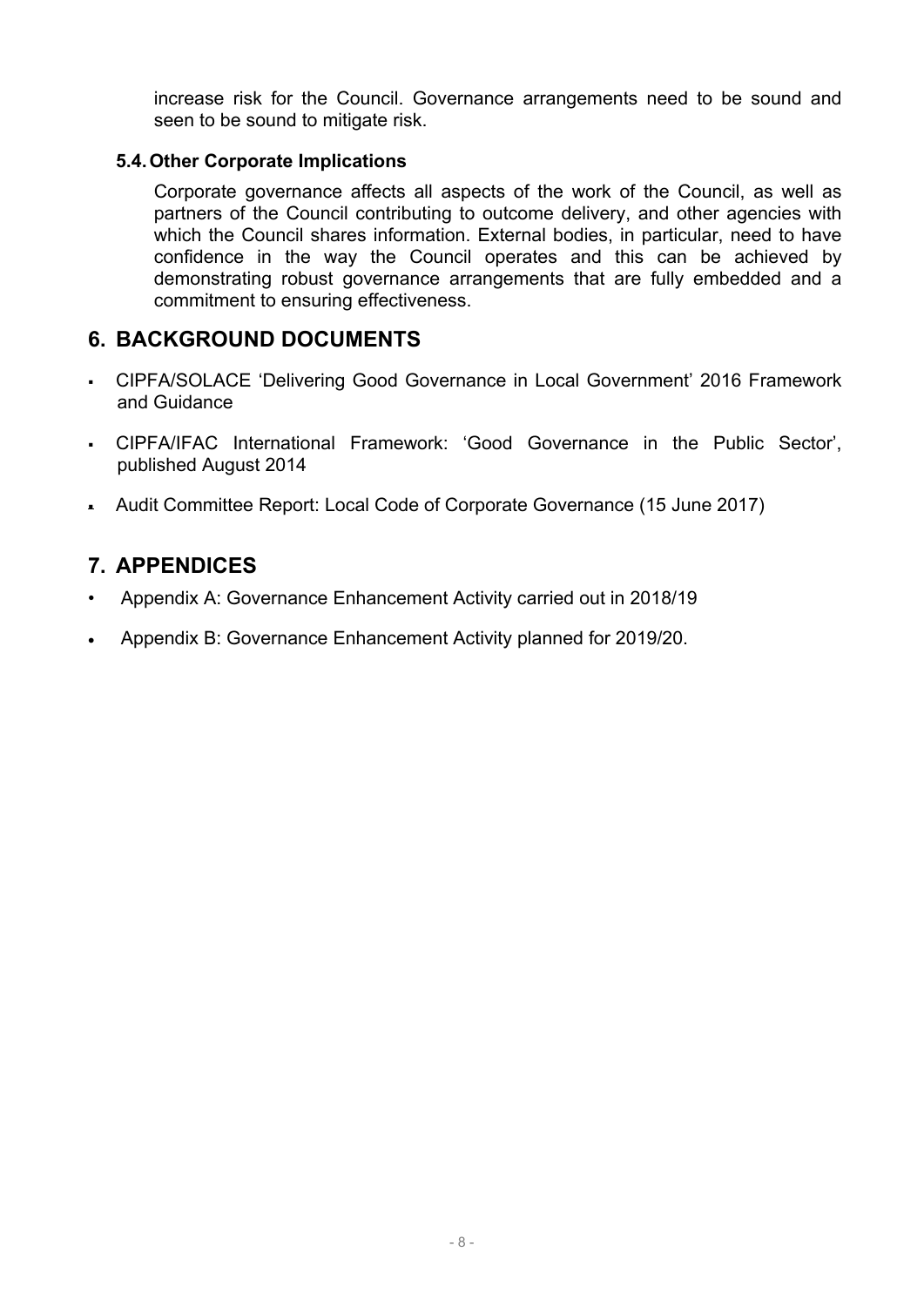increase risk for the Council. Governance arrangements need to be sound and seen to be sound to mitigate risk.

### 5.4. Other Corporate Implications

Corporate governance affects all aspects of the work of the Council, as well as partners of the Council contributing to outcome delivery, and other agencies with which the Council shares information. External bodies, in particular, need to have confidence in the way the Council operates and this can be achieved by demonstrating robust governance arrangements that are fully embedded and a commitment to ensuring effectiveness.

## 6. BACKGROUND DOCUMENTS

- CIPFA/SOLACE 'Delivering Good Governance in Local Government' 2016 Framework and Guidance
- CIPFA/IFAC International Framework: 'Good Governance in the Public Sector', published August 2014
- Audit Committee Report: Local Code of Corporate Governance (15 June 2017)

## 7. APPENDICES

- Appendix A: Governance Enhancement Activity carried out in 2018/19
- Appendix B: Governance Enhancement Activity planned for 2019/20.